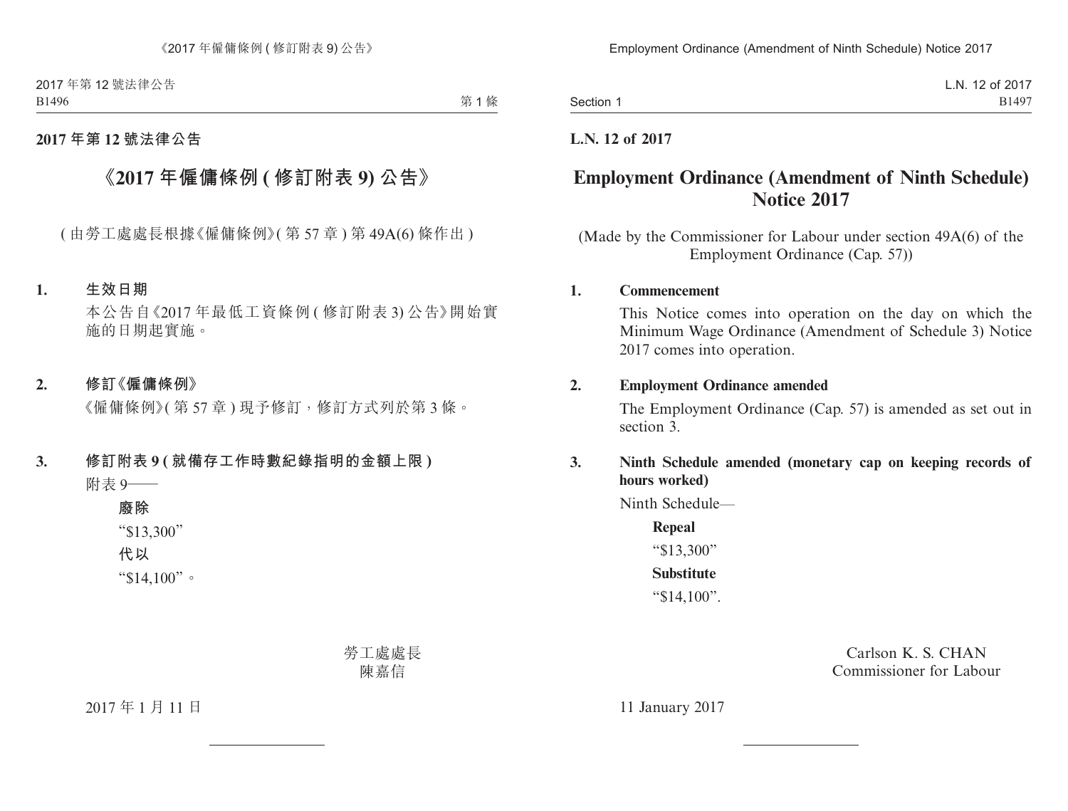2017 年第 12 號法律公告

# 《2017 年僱傭條例 (修訂附表 9) 公告》

(由勞工處處長根據《僱傭條例》(第 57 章) 第 49A(6) 條作出)

**1. 生效日期**

本公告自《2017 年最低工資條例 (修訂附表 3) 公告》開始實施的日期起實施。

**2. 修訂《僱傭條例》**

《僱傭條例》(第 57 章) 現予修訂，修訂方式列於第 3 條。

**3. 修訂附表 9 (就備存工作時數紀錄指明的金額上限)**

附表 9——

**廢除**

“$13,300”

**代以**

“$14,100”。

勞工處處長
陳嘉信

2017 年 1 月 11 日

---

**L.N. 12 of 2017**

# Employment Ordinance (Amendment of Ninth Schedule) Notice 2017

(Made by the Commissioner for Labour under section 49A(6) of the Employment Ordinance (Cap. 57))

**1. Commencement**

This Notice comes into operation on the day on which the Minimum Wage Ordinance (Amendment of Schedule 3) Notice 2017 comes into operation.

**2. Employment Ordinance amended**

The Employment Ordinance (Cap. 57) is amended as set out in section 3.

**3. Ninth Schedule amended (monetary cap on keeping records of hours worked)**

Ninth Schedule—

**Repeal**

“$13,300”

**Substitute**

“$14,100”.

Carlson K. S. CHAN
Commissioner for Labour

11 January 2017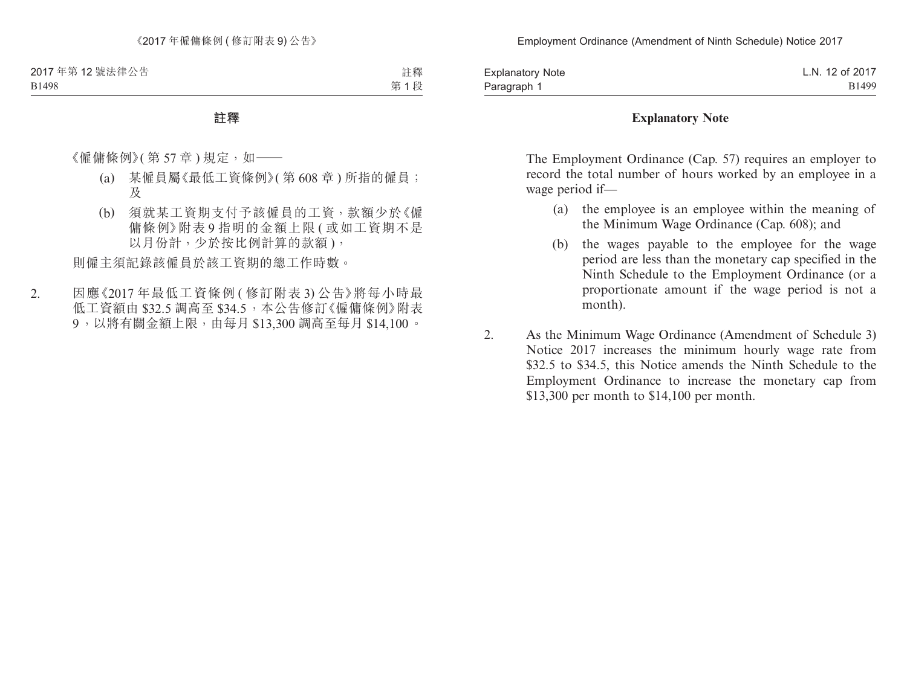## 註釋

《僱傭條例》(第 57 章) 規定，如——

(a) 某僱員屬《最低工資條例》(第 608 章) 所指的僱員；及

(b) 須就某工資期支付予該僱員的工資，款額少於《僱傭條例》附表 9 指明的金額上限 (或如工資期不是以月份計，少於按比例計算的款額)，

則僱主須記錄該僱員於該工資期的總工作時數。

2. 因應《2017 年最低工資條例 (修訂附表 3) 公告》將每小時最低工資額由 $32.5 調高至 $34.5，本公告修訂《僱傭條例》附表 9，以將有關金額上限，由每月 $13,300 調高至每月 $14,100。

## Explanatory Note

The Employment Ordinance (Cap. 57) requires an employer to record the total number of hours worked by an employee in a wage period if—

(a) the employee is an employee within the meaning of the Minimum Wage Ordinance (Cap. 608); and

(b) the wages payable to the employee for the wage period are less than the monetary cap specified in the Ninth Schedule to the Employment Ordinance (or a proportionate amount if the wage period is not a month).

2. As the Minimum Wage Ordinance (Amendment of Schedule 3) Notice 2017 increases the minimum hourly wage rate from $32.5 to $34.5, this Notice amends the Ninth Schedule to the Employment Ordinance to increase the monetary cap from $13,300 per month to $14,100 per month.